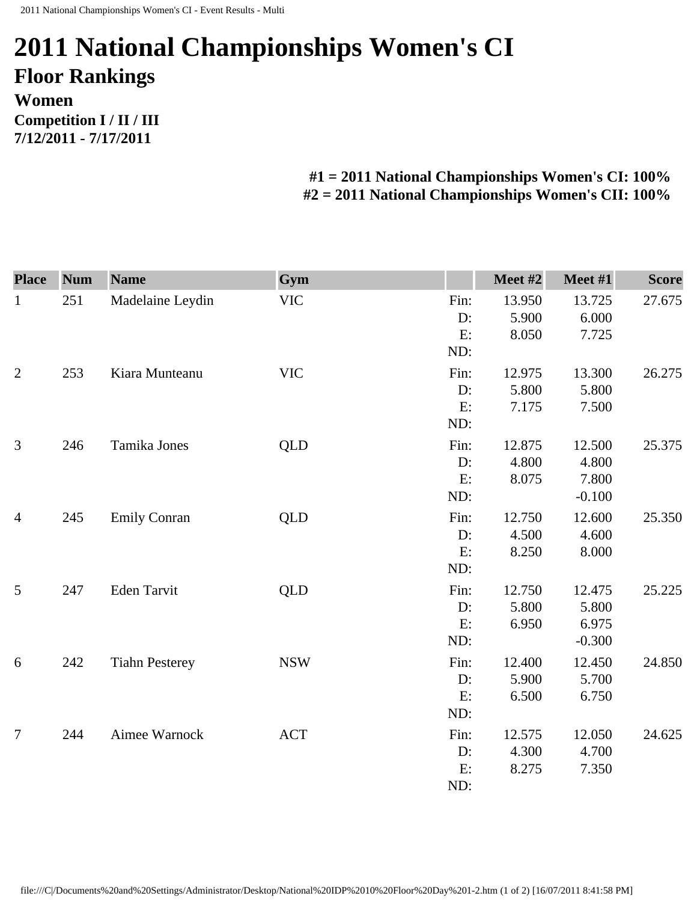# 2011 National Championships Women's CI

## Floor Rankings

### Women

**Competition I / II / III**
**7/12/2011 - 7/17/2011**

**#1 = 2011 National Championships Women's CI: 100%**
**#2 = 2011 National Championships Women's CII: 100%**

| Place | Num | Name | Gym | | Meet #2 | Meet #1 | Score |
|---|---|---|---|---|---|---|---|
| 1 | 251 | Madelaine Leydin | VIC | Fin: | 13.950 | 13.725 | 27.675 |
| | | | | D: | 5.900 | 6.000 | |
| | | | | E: | 8.050 | 7.725 | |
| | | | | ND: | | | |
| 2 | 253 | Kiara Munteanu | VIC | Fin: | 12.975 | 13.300 | 26.275 |
| | | | | D: | 5.800 | 5.800 | |
| | | | | E: | 7.175 | 7.500 | |
| | | | | ND: | | | |
| 3 | 246 | Tamika Jones | QLD | Fin: | 12.875 | 12.500 | 25.375 |
| | | | | D: | 4.800 | 4.800 | |
| | | | | E: | 8.075 | 7.800 | |
| | | | | ND: | | -0.100 | |
| 4 | 245 | Emily Conran | QLD | Fin: | 12.750 | 12.600 | 25.350 |
| | | | | D: | 4.500 | 4.600 | |
| | | | | E: | 8.250 | 8.000 | |
| | | | | ND: | | | |
| 5 | 247 | Eden Tarvit | QLD | Fin: | 12.750 | 12.475 | 25.225 |
| | | | | D: | 5.800 | 5.800 | |
| | | | | E: | 6.950 | 6.975 | |
| | | | | ND: | | -0.300 | |
| 6 | 242 | Tiahn Pesterey | NSW | Fin: | 12.400 | 12.450 | 24.850 |
| | | | | D: | 5.900 | 5.700 | |
| | | | | E: | 6.500 | 6.750 | |
| | | | | ND: | | | |
| 7 | 244 | Aimee Warnock | ACT | Fin: | 12.575 | 12.050 | 24.625 |
| | | | | D: | 4.300 | 4.700 | |
| | | | | E: | 8.275 | 7.350 | |
| | | | | ND: | | | |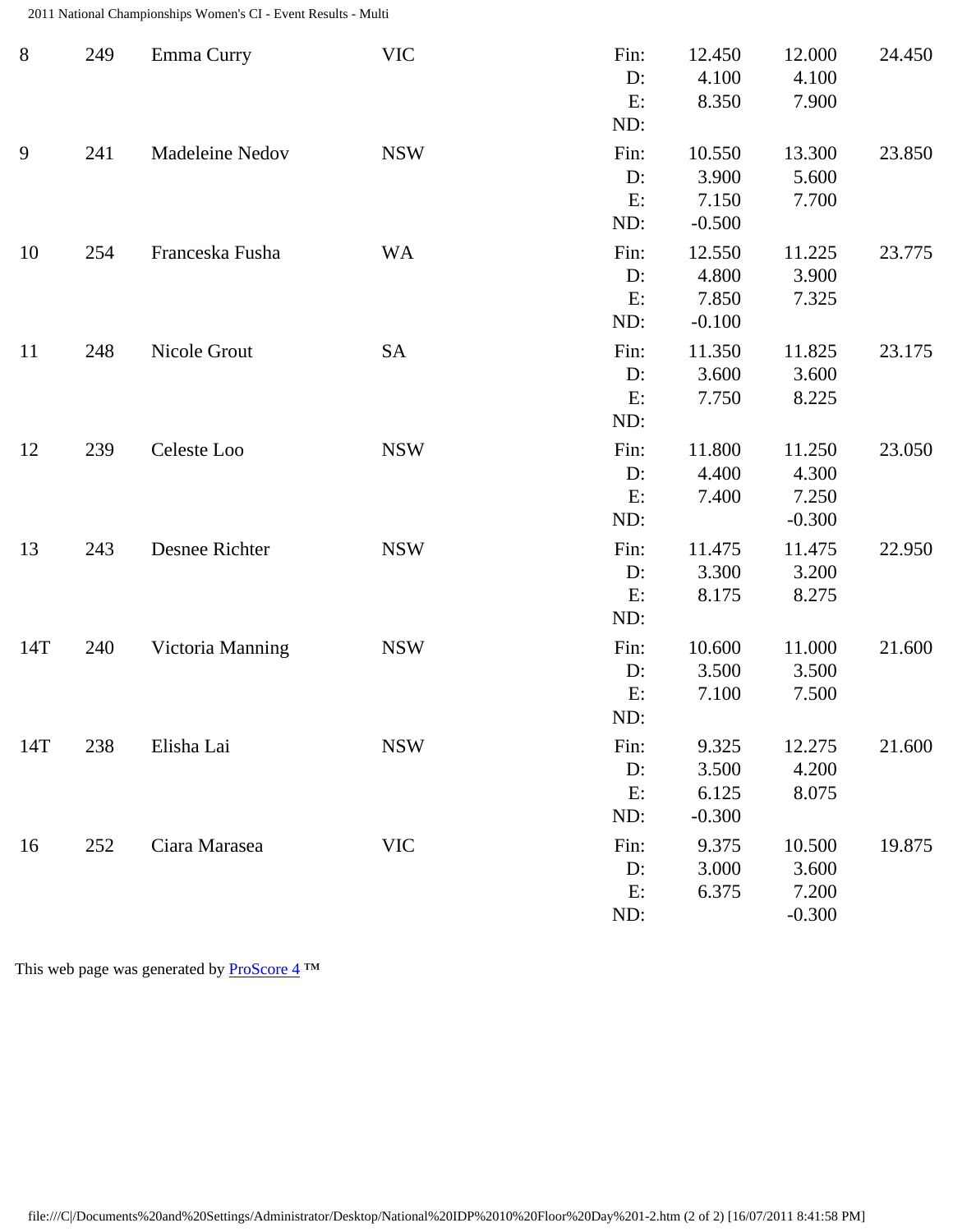| | | | | | | | |
|---|---|---|---|---|---|---|---|
| 8 | 249 | Emma Curry | VIC | Fin: | 12.450 | 12.000 | 24.450 |
| | | | | D: | 4.100 | 4.100 | |
| | | | | E: | 8.350 | 7.900 | |
| | | | | ND: | | | |
| 9 | 241 | Madeleine Nedov | NSW | Fin: | 10.550 | 13.300 | 23.850 |
| | | | | D: | 3.900 | 5.600 | |
| | | | | E: | 7.150 | 7.700 | |
| | | | | ND: | -0.500 | | |
| 10 | 254 | Franceska Fusha | WA | Fin: | 12.550 | 11.225 | 23.775 |
| | | | | D: | 4.800 | 3.900 | |
| | | | | E: | 7.850 | 7.325 | |
| | | | | ND: | -0.100 | | |
| 11 | 248 | Nicole Grout | SA | Fin: | 11.350 | 11.825 | 23.175 |
| | | | | D: | 3.600 | 3.600 | |
| | | | | E: | 7.750 | 8.225 | |
| | | | | ND: | | | |
| 12 | 239 | Celeste Loo | NSW | Fin: | 11.800 | 11.250 | 23.050 |
| | | | | D: | 4.400 | 4.300 | |
| | | | | E: | 7.400 | 7.250 | |
| | | | | ND: | | -0.300 | |
| 13 | 243 | Desnee Richter | NSW | Fin: | 11.475 | 11.475 | 22.950 |
| | | | | D: | 3.300 | 3.200 | |
| | | | | E: | 8.175 | 8.275 | |
| | | | | ND: | | | |
| 14T | 240 | Victoria Manning | NSW | Fin: | 10.600 | 11.000 | 21.600 |
| | | | | D: | 3.500 | 3.500 | |
| | | | | E: | 7.100 | 7.500 | |
| | | | | ND: | | | |
| 14T | 238 | Elisha Lai | NSW | Fin: | 9.325 | 12.275 | 21.600 |
| | | | | D: | 3.500 | 4.200 | |
| | | | | E: | 6.125 | 8.075 | |
| | | | | ND: | -0.300 | | |
| 16 | 252 | Ciara Marasea | VIC | Fin: | 9.375 | 10.500 | 19.875 |
| | | | | D: | 3.000 | 3.600 | |
| | | | | E: | 6.375 | 7.200 | |
| | | | | ND: | | -0.300 | |

This web page was generated by ProScore 4 ™